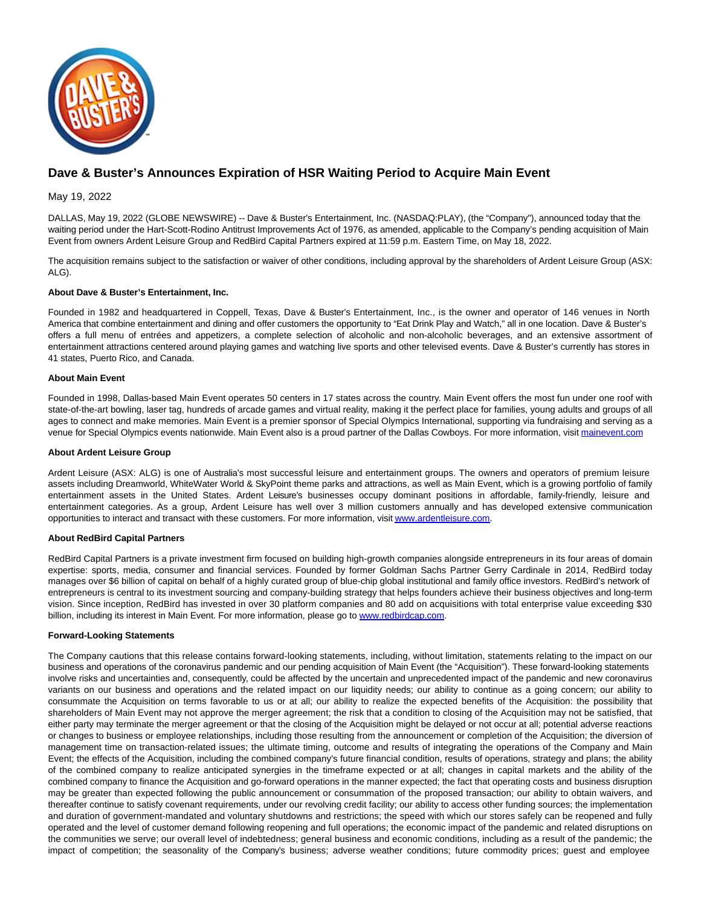# Dave & Buster's Announces Expiration of HSR Waiting Period to Acquire Main Event

May 19, 2022

DALLAS, May 19, 2022 (GLOBE NEWSWIRE) -- Dave & Buster's Entertainment, Inc. (NASDAQ:PLAY), (the "Company"), announced today that the waiting period under the Hart-Scott-Rodino Antitrust Improvements Act of 1976, as amended, applicable to the Company's pending acquisition of Main Event from owners Ardent Leisure Group and RedBird Capital Partners expired at 11:59 p.m. Eastern Time, on May 18, 2022.

The acquisition remains subject to the satisfaction or waiver of other conditions, including approval by the shareholders of Ardent Leisure Group (ASX: ALG).

**About Dave & Buster's Entertainment, Inc.**

Founded in 1982 and headquartered in Coppell, Texas, Dave & Buster's Entertainment, Inc., is the owner and operator of 146 venues in North America that combine entertainment and dining and offer customers the opportunity to "Eat Drink Play and Watch," all in one location. Dave & Buster's offers a full menu of entrées and appetizers, a complete selection of alcoholic and non-alcoholic beverages, and an extensive assortment of entertainment attractions centered around playing games and watching live sports and other televised events. Dave & Buster's currently has stores in 41 states, Puerto Rico, and Canada.

**About Main Event**

Founded in 1998, Dallas-based Main Event operates 50 centers in 17 states across the country. Main Event offers the most fun under one roof with state-of-the-art bowling, laser tag, hundreds of arcade games and virtual reality, making it the perfect place for families, young adults and groups of all ages to connect and make memories. Main Event is a premier sponsor of Special Olympics International, supporting via fundraising and serving as a venue for Special Olympics events nationwide. Main Event also is a proud partner of the Dallas Cowboys. For more information, visit mainevent.com

**About Ardent Leisure Group**

Ardent Leisure (ASX: ALG) is one of Australia's most successful leisure and entertainment groups. The owners and operators of premium leisure assets including Dreamworld, WhiteWater World & SkyPoint theme parks and attractions, as well as Main Event, which is a growing portfolio of family entertainment assets in the United States. Ardent Leisure's businesses occupy dominant positions in affordable, family-friendly, leisure and entertainment categories. As a group, Ardent Leisure has well over 3 million customers annually and has developed extensive communication opportunities to interact and transact with these customers. For more information, visit www.ardentleisure.com.

**About RedBird Capital Partners**

RedBird Capital Partners is a private investment firm focused on building high-growth companies alongside entrepreneurs in its four areas of domain expertise: sports, media, consumer and financial services. Founded by former Goldman Sachs Partner Gerry Cardinale in 2014, RedBird today manages over $6 billion of capital on behalf of a highly curated group of blue-chip global institutional and family office investors. RedBird's network of entrepreneurs is central to its investment sourcing and company-building strategy that helps founders achieve their business objectives and long-term vision. Since inception, RedBird has invested in over 30 platform companies and 80 add on acquisitions with total enterprise value exceeding $30 billion, including its interest in Main Event. For more information, please go to www.redbirdcap.com.

**Forward-Looking Statements**

The Company cautions that this release contains forward-looking statements, including, without limitation, statements relating to the impact on our business and operations of the coronavirus pandemic and our pending acquisition of Main Event (the "Acquisition"). These forward-looking statements involve risks and uncertainties and, consequently, could be affected by the uncertain and unprecedented impact of the pandemic and new coronavirus variants on our business and operations and the related impact on our liquidity needs; our ability to continue as a going concern; our ability to consummate the Acquisition on terms favorable to us or at all; our ability to realize the expected benefits of the Acquisition: the possibility that shareholders of Main Event may not approve the merger agreement; the risk that a condition to closing of the Acquisition may not be satisfied, that either party may terminate the merger agreement or that the closing of the Acquisition might be delayed or not occur at all; potential adverse reactions or changes to business or employee relationships, including those resulting from the announcement or completion of the Acquisition; the diversion of management time on transaction-related issues; the ultimate timing, outcome and results of integrating the operations of the Company and Main Event; the effects of the Acquisition, including the combined company's future financial condition, results of operations, strategy and plans; the ability of the combined company to realize anticipated synergies in the timeframe expected or at all; changes in capital markets and the ability of the combined company to finance the Acquisition and go-forward operations in the manner expected; the fact that operating costs and business disruption may be greater than expected following the public announcement or consummation of the proposed transaction; our ability to obtain waivers, and thereafter continue to satisfy covenant requirements, under our revolving credit facility; our ability to access other funding sources; the implementation and duration of government-mandated and voluntary shutdowns and restrictions; the speed with which our stores safely can be reopened and fully operated and the level of customer demand following reopening and full operations; the economic impact of the pandemic and related disruptions on the communities we serve; our overall level of indebtedness; general business and economic conditions, including as a result of the pandemic; the impact of competition; the seasonality of the Company's business; adverse weather conditions; future commodity prices; guest and employee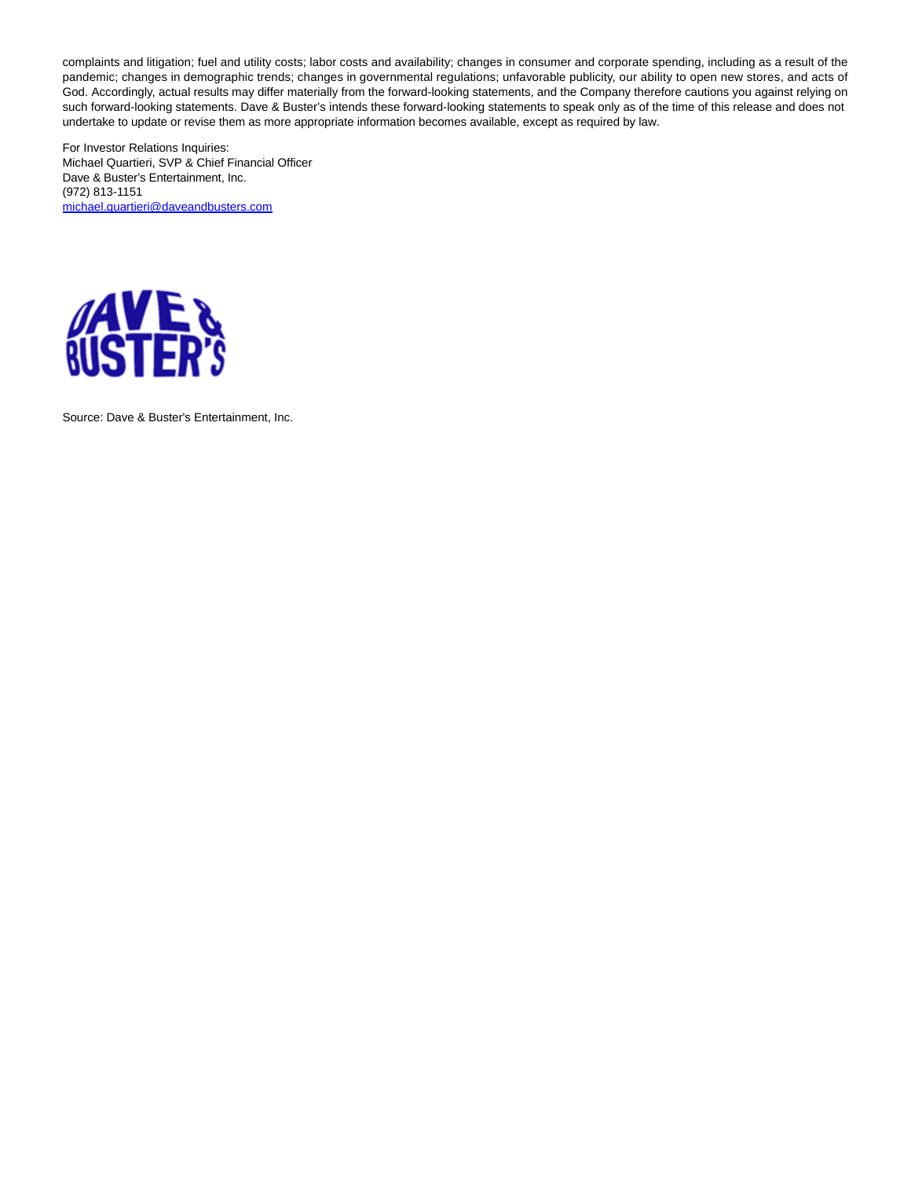complaints and litigation; fuel and utility costs; labor costs and availability; changes in consumer and corporate spending, including as a result of the pandemic; changes in demographic trends; changes in governmental regulations; unfavorable publicity, our ability to open new stores, and acts of God. Accordingly, actual results may differ materially from the forward-looking statements, and the Company therefore cautions you against relying on such forward-looking statements. Dave & Buster's intends these forward-looking statements to speak only as of the time of this release and does not undertake to update or revise them as more appropriate information becomes available, except as required by law.

For Investor Relations Inquiries:
Michael Quartieri, SVP & Chief Financial Officer
Dave & Buster's Entertainment, Inc.
(972) 813-1151
michael.quartieri@daveandbusters.com

Source: Dave & Buster's Entertainment, Inc.